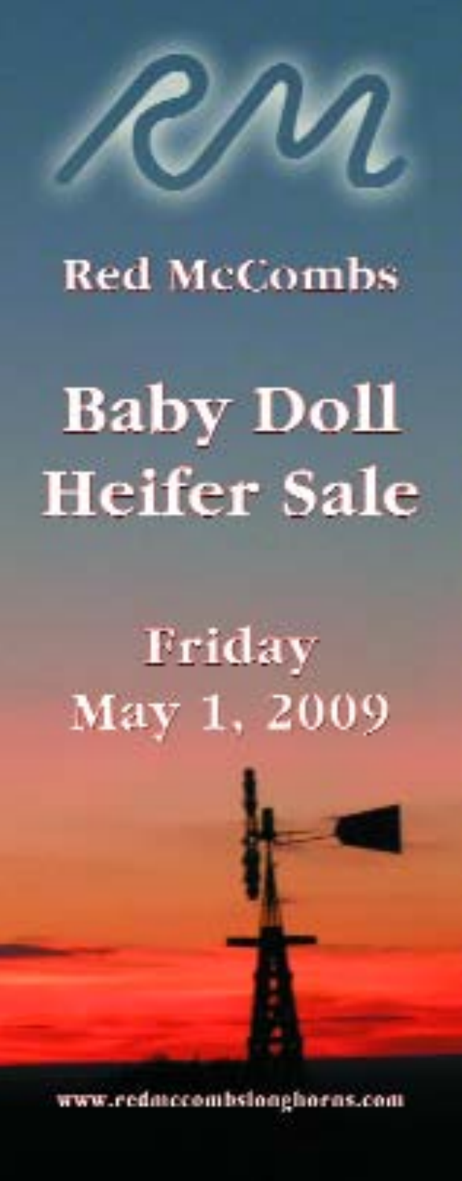RM

Red McCombs

# Baby Doll Heifer Sale

## Friday May 1, 2009

www.redmccombslonghorns.com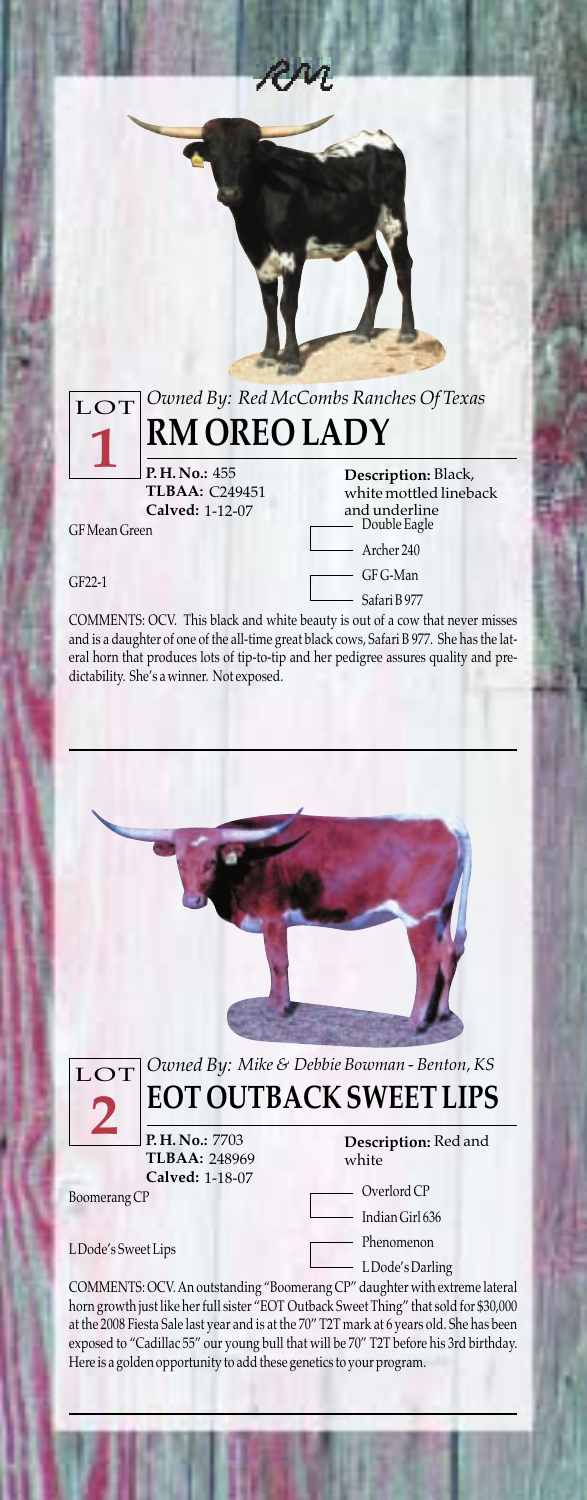LOT **1**

*Owned By: Red McCombs Ranches Of Texas*

# RM OREO LADY

**P. H. No.:** 455
**TLBAA:** C249451
**Calved:** 1-12-07

**Description:** Black, white mottled lineback and underline

GF Mean Green
- Double Eagle
- Archer 240

GF22-1
- GF G-Man
- Safari B 977

COMMENTS: OCV. This black and white beauty is out of a cow that never misses and is a daughter of one of the all-time great black cows, Safari B 977. She has the lateral horn that produces lots of tip-to-tip and her pedigree assures quality and predictability. She's a winner. Not exposed.

---

LOT **2**

*Owned By: Mike & Debbie Bowman - Benton, KS*

# EOT OUTBACK SWEET LIPS

**P. H. No.:** 7703
**TLBAA:** 248969
**Calved:** 1-18-07

**Description:** Red and white

Boomerang CP
- Overlord CP
- Indian Girl 636

L Dode's Sweet Lips
- Phenomenon
- L Dode's Darling

COMMENTS: OCV. An outstanding "Boomerang CP" daughter with extreme lateral horn growth just like her full sister "EOT Outback Sweet Thing" that sold for $30,000 at the 2008 Fiesta Sale last year and is at the 70" T2T mark at 6 years old. She has been exposed to "Cadillac 55" our young bull that will be 70" T2T before his 3rd birthday. Here is a golden opportunity to add these genetics to your program.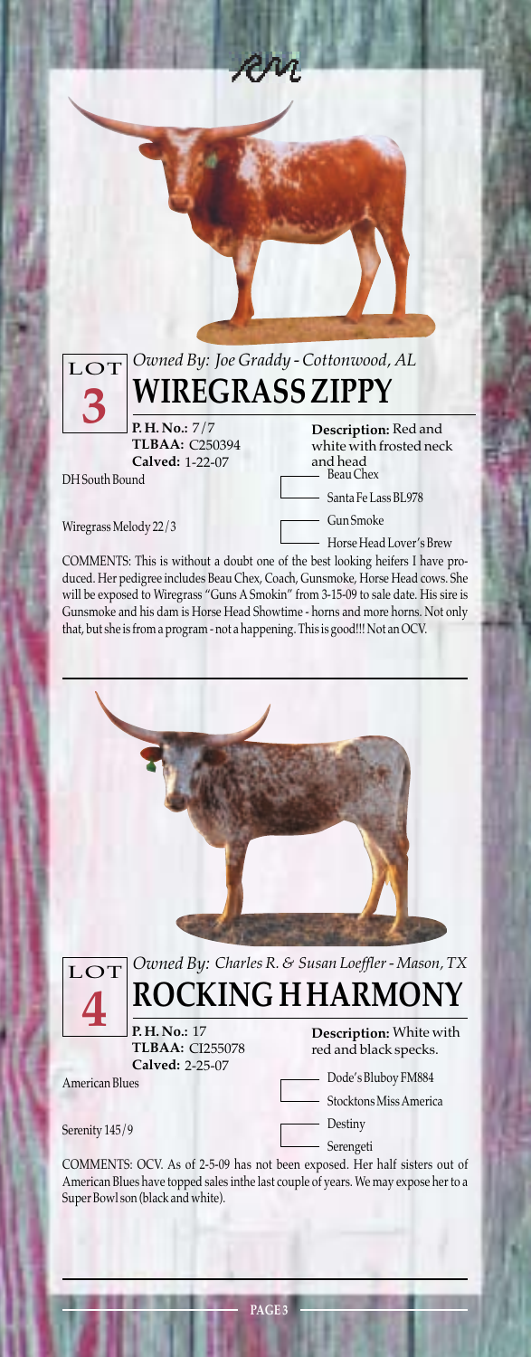LOT **3**

*Owned By: Joe Graddy - Cottonwood, AL*

## WIREGRASS ZIPPY

**P. H. No.:** 7/7
**TLBAA:** C250394
**Calved:** 1-22-07

**Description:** Red and white with frosted neck and head

| Sire / Dam | Grandparents |
|---|---|
| DH South Bound | Beau Chex |
| | Santa Fe Lass BL978 |
| Wiregrass Melody 22/3 | Gun Smoke |
| | Horse Head Lover's Brew |

COMMENTS: This is without a doubt one of the best looking heifers I have produced. Her pedigree includes Beau Chex, Coach, Gunsmoke, Horse Head cows. She will be exposed to Wiregrass "Guns A Smokin" from 3-15-09 to sale date. His sire is Gunsmoke and his dam is Horse Head Showtime - horns and more horns. Not only that, but she is from a program - not a happening. This is good!!! Not an OCV.

LOT **4**

*Owned By: Charles R. & Susan Loeffler - Mason, TX*

## ROCKING H HARMONY

**P. H. No.:** 17
**TLBAA:** CI255078
**Calved:** 2-25-07

**Description:** White with red and black specks.

| Sire / Dam | Grandparents |
|---|---|
| American Blues | Dode's Bluboy FM884 |
| | Stocktons Miss America |
| Serenity 145/9 | Destiny |
| | Serengeti |

COMMENTS: OCV. As of 2-5-09 has not been exposed. Her half sisters out of American Blues have topped sales inthe last couple of years. We may expose her to a Super Bowl son (black and white).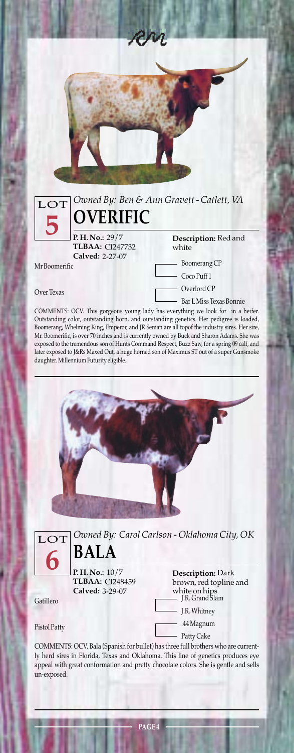## LOT 5

*Owned By: Ben & Ann Gravett - Catlett, VA*

# OVERIFIC

**P. H. No.:** 29/7
**TLBAA:** CI247732
**Calved:** 2-27-07

**Description:** Red and white

| Sire / Dam | Grandparents |
|---|---|
| Mr Boomerific | Boomerang CP |
| | Coco Puff 1 |
| Over Texas | Overlord CP |
| | Bar L Miss Texas Bonnie |

COMMENTS: OCV. This gorgeous young lady has everything we look for in a heifer. Outstanding color, outstanding horn, and outstanding genetics. Her pedigree is loaded, Boomerang, Whelming King, Emperor, and JR Seman are all topof the industry sires. Her sire, Mr. Boomerific, is over 70 inches and is currently owned by Buck and Sharon Adams. She was exposed to the tremendous son of Hunts Command Respect, Buzz Saw, for a spring 09 calf, and later exposed to J&Rs Maxed Out, a huge horned son of Maximus ST out of a super Gunsmoke daughter. Millennium Futurity eligible.

## LOT 6

*Owned By: Carol Carlson - Oklahoma City, OK*

# BALA

**P. H. No.:** 10/7
**TLBAA:** CI248459
**Calved:** 3-29-07

**Description:** Dark brown, red topline and white on hips

| Sire / Dam | Grandparents |
|---|---|
| Gatillero | J.R. Grand Slam |
| | J.R. Whitney |
| Pistol Patty | .44 Magnum |
| | Patty Cake |

COMMENTS: OCV. Bala (Spanish for bullet) has three full brothers who are currently herd sires in Florida, Texas and Oklahoma. This line of genetics produces eye appeal with great conformation and pretty chocolate colors. She is gentle and sells un-exposed.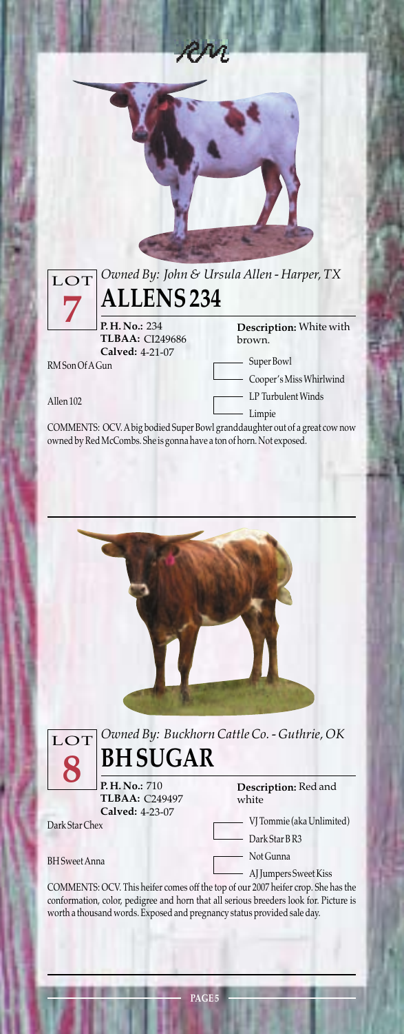## LOT 7

*Owned By: John & Ursula Allen - Harper, TX*

# ALLENS 234

**P. H. No.:** 234
**TLBAA:** CI249686
**Calved:** 4-21-07

**Description:** White with brown.

RM Son Of A Gun
- Super Bowl
- Cooper's Miss Whirlwind

Allen 102
- LP Turbulent Winds
- Limpie

COMMENTS: OCV. A big bodied Super Bowl granddaughter out of a great cow now owned by Red McCombs. She is gonna have a ton of horn. Not exposed.

---

## LOT 8

*Owned By: Buckhorn Cattle Co. - Guthrie, OK*

# BH SUGAR

**P. H. No.:** 710
**TLBAA:** C249497
**Calved:** 4-23-07

**Description:** Red and white

Dark Star Chex
- VJ Tommie (aka Unlimited)
- Dark Star B R3

BH Sweet Anna
- Not Gunna
- AJ Jumpers Sweet Kiss

COMMENTS: OCV. This heifer comes off the top of our 2007 heifer crop. She has the conformation, color, pedigree and horn that all serious breeders look for. Picture is worth a thousand words. Exposed and pregnancy status provided sale day.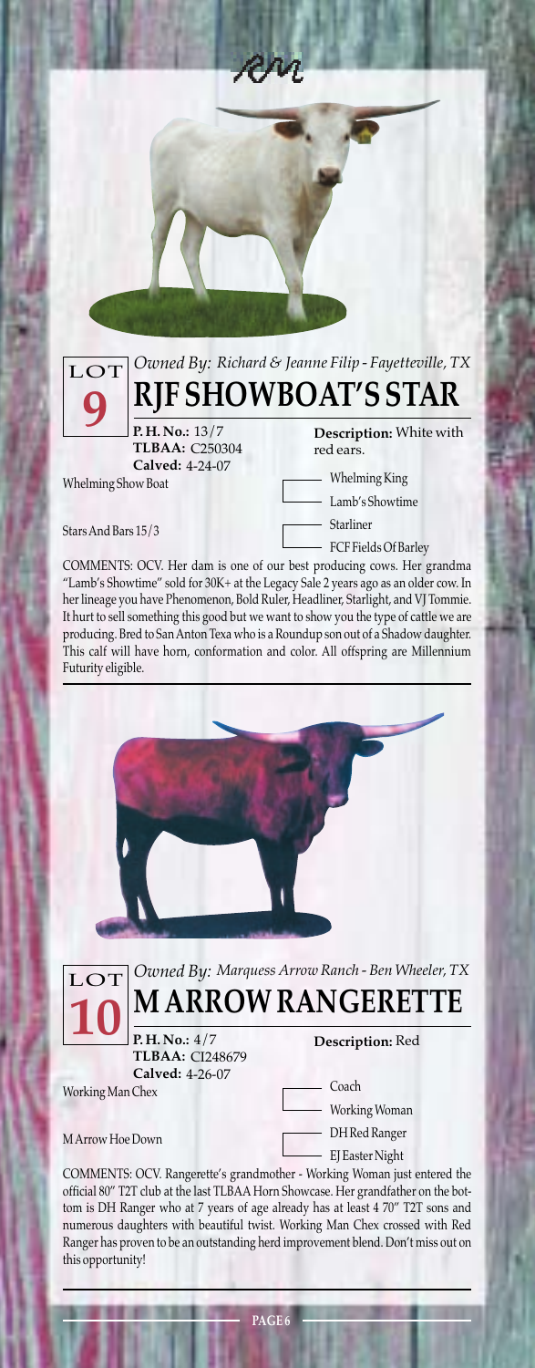## LOT 9

*Owned By: Richard & Jeanne Filip - Fayetteville, TX*

# RJF SHOWBOAT'S STAR

**P. H. No.:** 13/7
**TLBAA:** C250304
**Calved:** 4-24-07

**Description:** White with red ears.

Whelming Show Boat
- Whelming King
- Lamb's Showtime

Stars And Bars 15/3
- Starliner
- FCF Fields Of Barley

COMMENTS: OCV. Her dam is one of our best producing cows. Her grandma "Lamb's Showtime" sold for 30K+ at the Legacy Sale 2 years ago as an older cow. In her lineage you have Phenomenon, Bold Ruler, Headliner, Starlight, and VJ Tommie. It hurt to sell something this good but we want to show you the type of cattle we are producing. Bred to San Anton Texa who is a Roundup son out of a Shadow daughter. This calf will have horn, conformation and color. All offspring are Millennium Futurity eligible.

## LOT 10

*Owned By: Marquess Arrow Ranch - Ben Wheeler, TX*

# M ARROW RANGERETTE

**P. H. No.:** 4/7
**TLBAA:** CI248679
**Calved:** 4-26-07

**Description:** Red

Working Man Chex
- Coach
- Working Woman

M Arrow Hoe Down
- DH Red Ranger
- EJ Easter Night

COMMENTS: OCV. Rangerette's grandmother - Working Woman just entered the official 80" T2T club at the last TLBAA Horn Showcase. Her grandfather on the bottom is DH Ranger who at 7 years of age already has at least 4 70" T2T sons and numerous daughters with beautiful twist. Working Man Chex crossed with Red Ranger has proven to be an outstanding herd improvement blend. Don't miss out on this opportunity!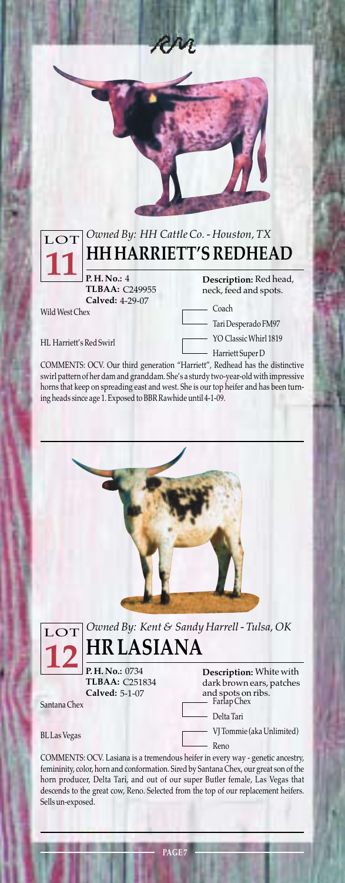## LOT 11

*Owned By: HH Cattle Co. - Houston, TX*

# HH HARRIETT'S REDHEAD

**P. H. No.:** 4
**TLBAA:** C249955
**Calved:** 4-29-07

**Description:** Red head, neck, feed and spots.

Wild West Chex
- Coach
- Tari Desperado FM97

HL Harriett's Red Swirl
- YO Classic Whirl 1819
- Harriett Super D

COMMENTS: OCV. Our third generation "Harriett", Redhead has the distinctive swirl pattern of her dam and granddam. She's a sturdy two-year-old with impressive horns that keep on spreading east and west. She is our top heifer and has been turning heads since age 1. Exposed to BBR Rawhide until 4-1-09.

---

## LOT 12

*Owned By: Kent & Sandy Harrell - Tulsa, OK*

# HR LASIANA

**P. H. No.:** 0734
**TLBAA:** C251834
**Calved:** 5-1-07

**Description:** White with dark brown ears, patches and spots on ribs.

Santana Chex
- Farlap Chex
- Delta Tari

BL Las Vegas
- VJ Tommie (aka Unlimited)
- Reno

COMMENTS: OCV. Lasiana is a tremendous heifer in every way - genetic ancestry, femininity, color, horn and conformation. Sired by Santana Chex, our great son of the horn producer, Delta Tari, and out of our super Butler female, Las Vegas that descends to the great cow, Reno. Selected from the top of our replacement heifers. Sells un-exposed.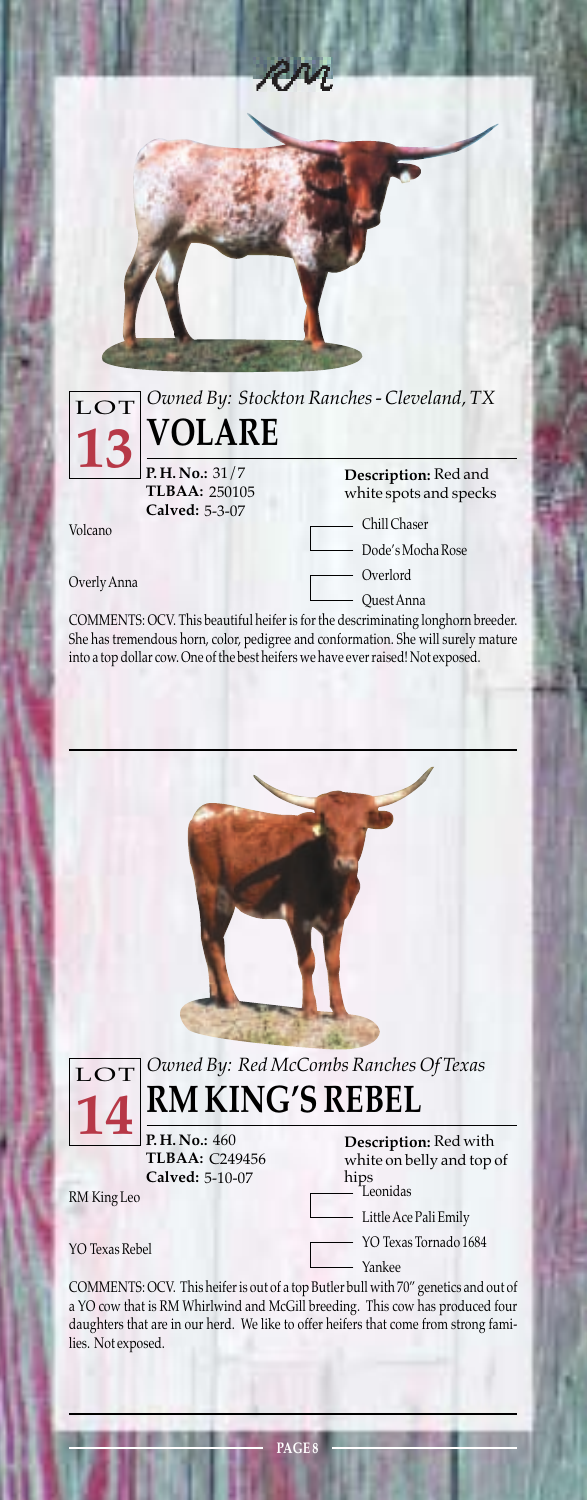## LOT 13

*Owned By: Stockton Ranches - Cleveland, TX*

# VOLARE

**P. H. No.:** 31/7
**TLBAA:** 250105
**Calved:** 5-3-07

**Description:** Red and white spots and specks

| Sire / Dam | Grandparents |
|---|---|
| Volcano | Chill Chaser |
| | Dode's Mocha Rose |
| Overly Anna | Overlord |
| | Quest Anna |

COMMENTS: OCV. This beautiful heifer is for the descriminating longhorn breeder. She has tremendous horn, color, pedigree and conformation. She will surely mature into a top dollar cow. One of the best heifers we have ever raised! Not exposed.

---

## LOT 14

*Owned By: Red McCombs Ranches Of Texas*

# RM KING'S REBEL

**P. H. No.:** 460
**TLBAA:** C249456
**Calved:** 5-10-07

**Description:** Red with white on belly and top of hips

| Sire / Dam | Grandparents |
|---|---|
| RM King Leo | Leonidas |
| | Little Ace Pali Emily |
| YO Texas Rebel | YO Texas Tornado 1684 |
| | Yankee |

COMMENTS: OCV. This heifer is out of a top Butler bull with 70" genetics and out of a YO cow that is RM Whirlwind and McGill breeding. This cow has produced four daughters that are in our herd. We like to offer heifers that come from strong families. Not exposed.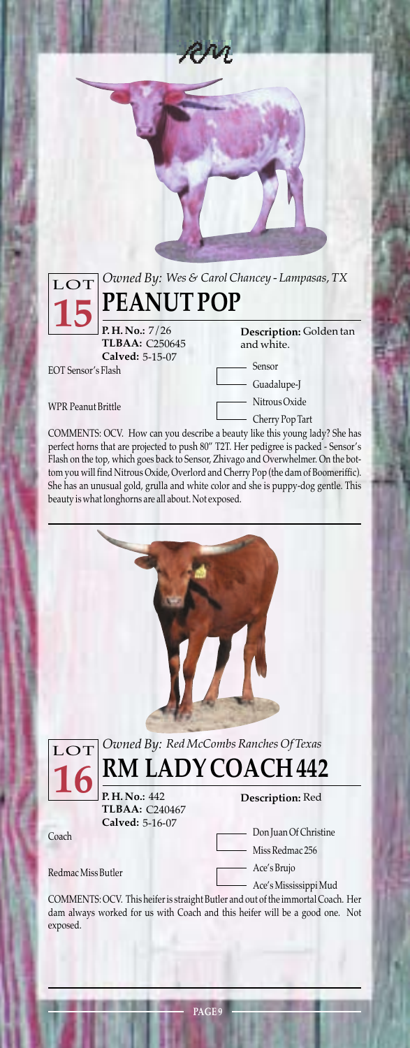## LOT 15

*Owned By: Wes & Carol Chancey - Lampasas, TX*

# PEANUT POP

**P. H. No.:** 7/26
**TLBAA:** C250645
**Calved:** 5-15-07

**Description:** Golden tan and white.

EOT Sensor's Flash
- Sensor
- Guadalupe-J

WPR Peanut Brittle
- Nitrous Oxide
- Cherry Pop Tart

COMMENTS: OCV. How can you describe a beauty like this young lady? She has perfect horns that are projected to push 80" T2T. Her pedigree is packed - Sensor's Flash on the top, which goes back to Sensor, Zhivago and Overwhelmer. On the bottom you will find Nitrous Oxide, Overlord and Cherry Pop (the dam of Boomeriffic). She has an unusual gold, grulla and white color and she is puppy-dog gentle. This beauty is what longhorns are all about. Not exposed.

## LOT 16

*Owned By: Red McCombs Ranches Of Texas*

# RM LADY COACH 442

**P. H. No.:** 442
**TLBAA:** C240467
**Calved:** 5-16-07

**Description:** Red

Coach
- Don Juan Of Christine
- Miss Redmac 256

Redmac Miss Butler
- Ace's Brujo
- Ace's Mississippi Mud

COMMENTS: OCV. This heifer is straight Butler and out of the immortal Coach. Her dam always worked for us with Coach and this heifer will be a good one. Not exposed.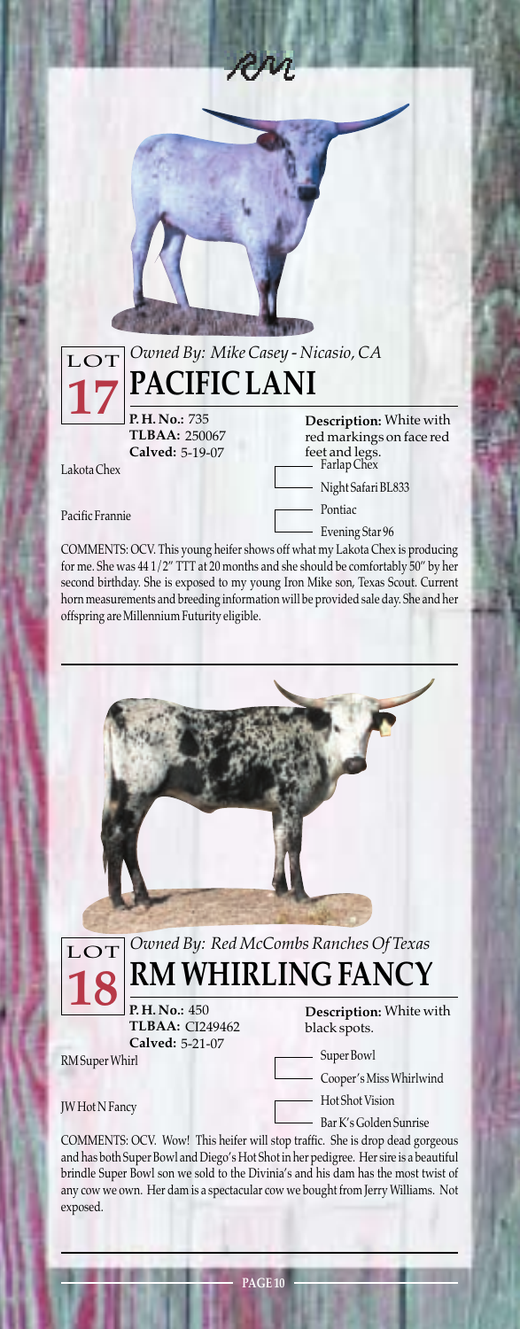LOT 17

*Owned By: Mike Casey - Nicasio, CA*

## PACIFIC LANI

**P. H. No.:** 735
**TLBAA:** 250067
**Calved:** 5-19-07

**Description:** White with red markings on face red feet and legs.

Lakota Chex
- Farlap Chex
- Night Safari BL833

Pacific Frannie
- Pontiac
- Evening Star 96

COMMENTS: OCV. This young heifer shows off what my Lakota Chex is producing for me. She was 44 1/2" TTT at 20 months and she should be comfortably 50" by her second birthday. She is exposed to my young Iron Mike son, Texas Scout. Current horn measurements and breeding information will be provided sale day. She and her offspring are Millennium Futurity eligible.

---

LOT 18

*Owned By: Red McCombs Ranches Of Texas*

## RM WHIRLING FANCY

**P. H. No.:** 450
**TLBAA:** CI249462
**Calved:** 5-21-07

**Description:** White with black spots.

RM Super Whirl
- Super Bowl
- Cooper's Miss Whirlwind

JW Hot N Fancy
- Hot Shot Vision
- Bar K's Golden Sunrise

COMMENTS: OCV. Wow! This heifer will stop traffic. She is drop dead gorgeous and has both Super Bowl and Diego's Hot Shot in her pedigree. Her sire is a beautiful brindle Super Bowl son we sold to the Divinia's and his dam has the most twist of any cow we own. Her dam is a spectacular cow we bought from Jerry Williams. Not exposed.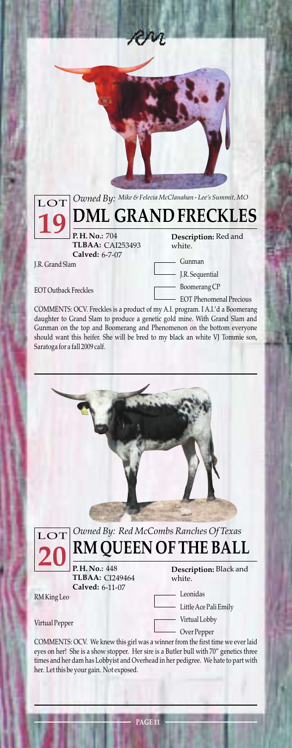# LOT 19

*Owned By: Mike & Felecia McClanahan - Lee's Summit, MO*

## DML GRAND FRECKLES

**P. H. No.:** 704
**TLBAA:** CAI253493
**Calved:** 6-7-07

**Description:** Red and white.

J.R. Grand Slam
- Gunman
- J.R. Sequential

EOT Outback Freckles
- Boomerang CP
- EOT Phenomenal Precious

COMMENTS: OCV. Freckles is a product of my A.I. program. I A.I.'d a Boomerang daughter to Grand Slam to produce a genetic gold mine. With Grand Slam and Gunman on the top and Boomerang and Phenomenon on the bottom everyone should want this heifer. She will be bred to my black an white VJ Tommie son, Saratoga for a fall 2009 calf.

# LOT 20

*Owned By: Red McCombs Ranches Of Texas*

## RM QUEEN OF THE BALL

**P. H. No.:** 448
**TLBAA:** CI249464
**Calved:** 6-11-07

**Description:** Black and white.

RM King Leo
- Leonidas
- Little Ace Pali Emily

Virtual Pepper
- Virtual Lobby
- Over Pepper

COMMENTS: OCV. We knew this girl was a winner from the first time we ever laid eyes on her! She is a show stopper. Her sire is a Butler bull with 70" genetics three times and her dam has Lobbyist and Overhead in her pedigree. We hate to part with her. Let this be your gain. Not exposed.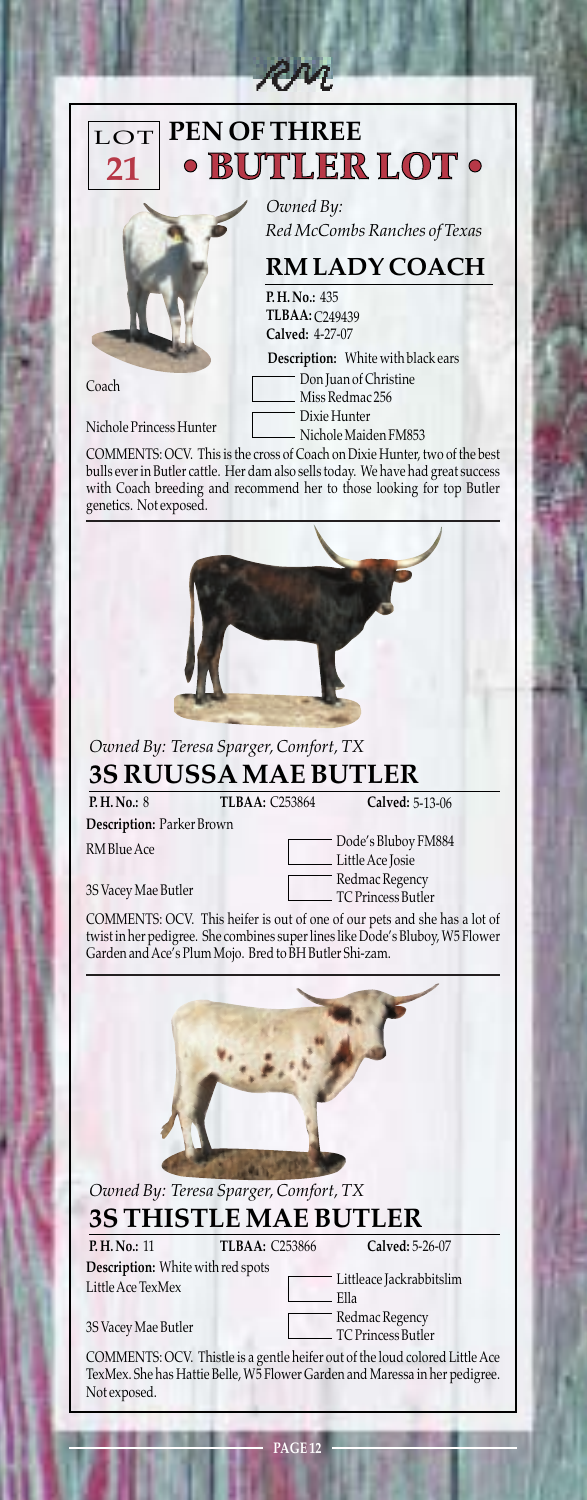# LOT 21

## PEN OF THREE • BUTLER LOT •

*Owned By: Red McCombs Ranches of Texas*

### RM LADY COACH

**P.H. No.:** 435
**TLBAA:** C249439
**Calved:** 4-27-07

**Description:** White with black ears

| Sire / Dam | Grandparents |
|---|---|
| Coach | Don Juan of Christine |
| | Miss Redmac 256 |
| Nichole Princess Hunter | Dixie Hunter |
| | Nichole Maiden FM853 |

COMMENTS: OCV. This is the cross of Coach on Dixie Hunter, two of the best bulls ever in Butler cattle. Her dam also sells today. We have had great success with Coach breeding and recommend her to those looking for top Butler genetics. Not exposed.

---

*Owned By: Teresa Sparger, Comfort, TX*

### 3S RUUSSA MAE BUTLER

**P.H. No.:** 8 **TLBAA:** C253864 **Calved:** 5-13-06

**Description:** Parker Brown

| Sire / Dam | Grandparents |
|---|---|
| RM Blue Ace | Dode's Bluboy FM884 |
| | Little Ace Josie |
| 3S Vacey Mae Butler | Redmac Regency |
| | TC Princess Butler |

COMMENTS: OCV. This heifer is out of one of our pets and she has a lot of twist in her pedigree. She combines super lines like Dode's Bluboy, W5 Flower Garden and Ace's Plum Mojo. Bred to BH Butler Shi-zam.

---

*Owned By: Teresa Sparger, Comfort, TX*

### 3S THISTLE MAE BUTLER

**P.H. No.:** 11 **TLBAA:** C253866 **Calved:** 5-26-07

**Description:** White with red spots

| Sire / Dam | Grandparents |
|---|---|
| Little Ace TexMex | Littleace Jackrabbitslim |
| | Ella |
| 3S Vacey Mae Butler | Redmac Regency |
| | TC Princess Butler |

COMMENTS: OCV. Thistle is a gentle heifer out of the loud colored Little Ace TexMex. She has Hattie Belle, W5 Flower Garden and Maressa in her pedigree. Not exposed.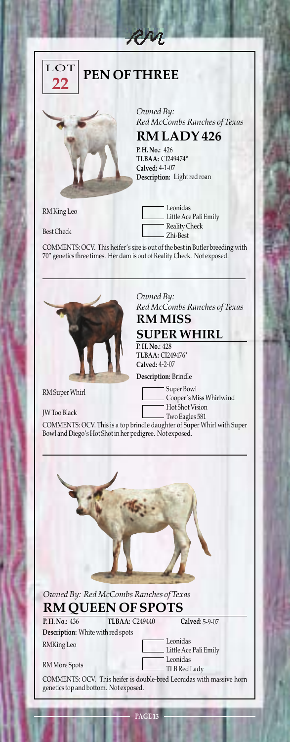# LOT 22 PEN OF THREE

*Owned By: Red McCombs Ranches of Texas*

## RM LADY 426

**P. H. No.:** 426
**TLBAA:** CI249474*
**Calved:** 4-1-07
**Description:** Light red roan

RM King Leo
- Leonidas
- Little Ace Pali Emily

Best Check
- Reality Check
- Zhi-Best

COMMENTS: OCV. This heifer's sire is out of the best in Butler breeding with 70" genetics three times. Her dam is out of Reality Check. Not exposed.

---

*Owned By: Red McCombs Ranches of Texas*

## RM MISS SUPER WHIRL

**P. H. No.:** 428
**TLBAA:** CI249476*
**Calved:** 4-2-07
**Description:** Brindle

RM Super Whirl
- Super Bowl
- Cooper's Miss Whirlwind

JW Too Black
- Hot Shot Vision
- Two Eagles 581

COMMENTS: OCV. This is a top brindle daughter of Super Whirl with Super Bowl and Diego's Hot Shot in her pedigree. Not exposed.

---

*Owned By: Red McCombs Ranches of Texas*

## RM QUEEN OF SPOTS

**P. H. No.:** 436 **TLBAA:** C249440 **Calved:** 5-9-07
**Description:** White with red spots

RMKing Leo
- Leonidas
- Little Ace Pali Emily

RM More Spots
- Leonidas
- TLB Red Lady

COMMENTS: OCV. This heifer is double-bred Leonidas with massive horn genetics top and bottom. Not exposed.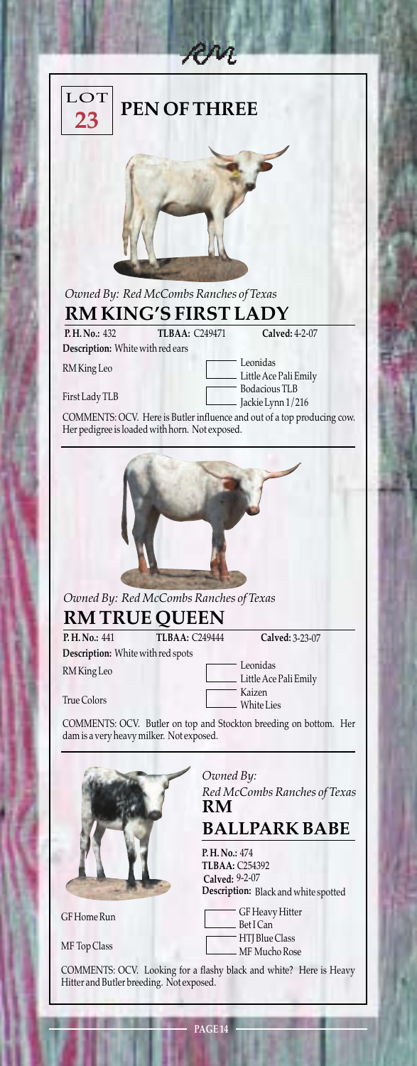# LOT 23 — PEN OF THREE

*Owned By: Red McCombs Ranches of Texas*

## RM KING'S FIRST LADY

**P. H. No.:** 432 **TLBAA:** C249471 **Calved:** 4-2-07

**Description:** White with red ears

| Sire / Dam | Grandparents |
|---|---|
| RM King Leo | Leonidas |
| | Little Ace Pali Emily |
| First Lady TLB | Bodacious TLB |
| | Jackie Lynn 1/216 |

COMMENTS: OCV. Here is Butler influence and out of a top producing cow. Her pedigree is loaded with horn. Not exposed.

*Owned By: Red McCombs Ranches of Texas*

## RM TRUE QUEEN

**P. H. No.:** 441 **TLBAA:** C249444 **Calved:** 3-23-07

**Description:** White with red spots

| Sire / Dam | Grandparents |
|---|---|
| RM King Leo | Leonidas |
| | Little Ace Pali Emily |
| True Colors | Kaizen |
| | White Lies |

COMMENTS: OCV. Butler on top and Stockton breeding on bottom. Her dam is a very heavy milker. Not exposed.

*Owned By: Red McCombs Ranches of Texas*

## RM BALLPARK BABE

**P. H. No.:** 474
**TLBAA:** C254392
**Calved:** 9-2-07
**Description:** Black and white spotted

| Sire / Dam | Grandparents |
|---|---|
| GF Home Run | GF Heavy Hitter |
| | Bet I Can |
| MF Top Class | HTJ Blue Class |
| | MF Mucho Rose |

COMMENTS: OCV. Looking for a flashy black and white? Here is Heavy Hitter and Butler breeding. Not exposed.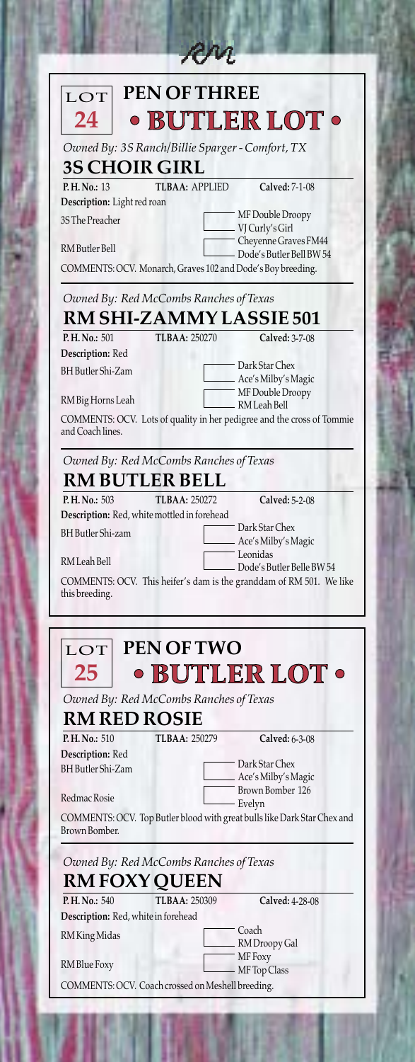# LOT 24 PEN OF THREE • BUTLER LOT •

*Owned By: 3S Ranch/Billie Sparger - Comfort, TX*

## 3S CHOIR GIRL

**P. H. No.:** 13 **TLBAA:** APPLIED **Calved:** 7-1-08

**Description:** Light red roan

| | | |
|---|---|---|
| 3S The Preacher | | MF Double Droopy |
| | | VJ Curly's Girl |
| RM Butler Bell | | Cheyenne Graves FM44 |
| | | Dode's Butler Bell BW 54 |

COMMENTS: OCV. Monarch, Graves 102 and Dode's Boy breeding.

*Owned By: Red McCombs Ranches of Texas*

## RM SHI-ZAMMY LASSIE 501

**P. H. No.:** 501 **TLBAA:** 250270 **Calved:** 3-7-08

**Description:** Red

| | | |
|---|---|---|
| BH Butler Shi-Zam | | Dark Star Chex |
| | | Ace's Milby's Magic |
| RM Big Horns Leah | | MF Double Droopy |
| | | RM Leah Bell |

COMMENTS: OCV. Lots of quality in her pedigree and the cross of Tommie and Coach lines.

*Owned By: Red McCombs Ranches of Texas*

## RM BUTLER BELL

**P. H. No.:** 503 **TLBAA:** 250272 **Calved:** 5-2-08

**Description:** Red, white mottled in forehead

| | | |
|---|---|---|
| BH Butler Shi-zam | | Dark Star Chex |
| | | Ace's Milby's Magic |
| RM Leah Bell | | Leonidas |
| | | Dode's Butler Belle BW 54 |

COMMENTS: OCV. This heifer's dam is the granddam of RM 501. We like this breeding.

# LOT 25 PEN OF TWO • BUTLER LOT •

*Owned By: Red McCombs Ranches of Texas*

## RM RED ROSIE

**P. H. No.:** 510 **TLBAA:** 250279 **Calved:** 6-3-08

**Description:** Red

| | | |
|---|---|---|
| BH Butler Shi-Zam | | Dark Star Chex |
| | | Ace's Milby's Magic |
| Redmac Rosie | | Brown Bomber 126 |
| | | Evelyn |

COMMENTS: OCV. Top Butler blood with great bulls like Dark Star Chex and Brown Bomber.

*Owned By: Red McCombs Ranches of Texas*

## RM FOXY QUEEN

**P. H. No.:** 540 **TLBAA:** 250309 **Calved:** 4-28-08

**Description:** Red, white in forehead

| | | |
|---|---|---|
| RM King Midas | | Coach |
| | | RM Droopy Gal |
| RM Blue Foxy | | MF Foxy |
| | | MF Top Class |

COMMENTS: OCV. Coach crossed on Meshell breeding.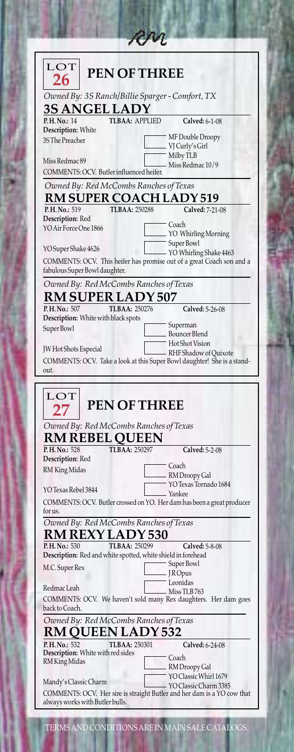## LOT 26 — PEN OF THREE

*Owned By: 3S Ranch/Billie Sparger - Comfort, TX*

### 3S ANGEL LADY

**P. H. No.:** 14 **TLBAA:** APPLIED **Calved:** 6-1-08

**Description:** White

| | |
|---|---|
| 3S The Preacher | MF Double Droopy |
| | VJ Curly's Girl |
| Miss Redmac 89 | Milby TLB |
| | Miss Redmac 10/9 |

COMMENTS: OCV. Butler influenced heifer.

*Owned By: Red McCombs Ranches of Texas*

### RM SUPER COACH LADY 519

**P. H. No.:** 519 **TLBAA:** 250288 **Calved:** 7-21-08

**Description:** Red

| | |
|---|---|
| YO Air Force One 1866 | Coach |
| | YO Whirling Morning |
| YO Super Shake 4626 | Super Bowl |
| | YO Whirling Shake 4463 |

COMMENTS: OCV. This heifer has promise out of a great Coach son and a fabulous Super Bowl daughter.

*Owned By: Red McCombs Ranches of Texas*

### RM SUPER LADY 507

**P. H. No.:** 507 **TLBAA:** 250276 **Calved:** 5-26-08

**Description:** White with black spots

| | |
|---|---|
| Super Bowl | Superman |
| | Bouncer Blend |
| JW Hot Shots Especial | Hot Shot Vision |
| | RHF Shadow of Quixote |

COMMENTS: OCV. Take a look at this Super Bowl daughter! She is a standout.

## LOT 27 — PEN OF THREE

*Owned By: Red McCombs Ranches of Texas*

### RM REBEL QUEEN

**P. H. No.:** 528 **TLBAA:** 250297 **Calved:** 5-2-08

**Description:** Red

| | |
|---|---|
| RM King Midas | Coach |
| | RM Droopy Gal |
| YO Texas Rebel 3844 | YO Texas Tornado 1684 |
| | Yankee |

COMMENTS: OCV. Butler crossed on YO. Her dam has been a great producer for us.

*Owned By: Red McCombs Ranches of Texas*

### RM REXY LADY 530

**P. H. No.:** 530 **TLBAA:** 250299 **Calved:** 5-8-08

**Description:** Red and white spotted, white shield in forehead

| | |
|---|---|
| M.C. Super Rex | Super Bowl |
| | J R Opus |
| Redmac Leah | Leonidas |
| | Miss TLB 763 |

COMMENTS: OCV. We haven't sold many Rex daughters. Her dam goes back to Coach.

*Owned By: Red McCombs Ranches of Texas*

### RM QUEEN LADY 532

**P. H. No.:** 532 **TLBAA:** 250301 **Calved:** 6-24-08

**Description:** White with red sides

| | |
|---|---|
| RM King Midas | Coach |
| | RM Droopy Gal |
| Mandy's Classic Charm | YO Classic Whirl 1679 |
| | YO Classic Charm 3385 |

COMMENTS: OCV. Her sire is straight Butler and her dam is a YO cow that always works with Butler bulls.

TERMS AND CONDITIONS ARE IN MAIN SALE CATALOGS.